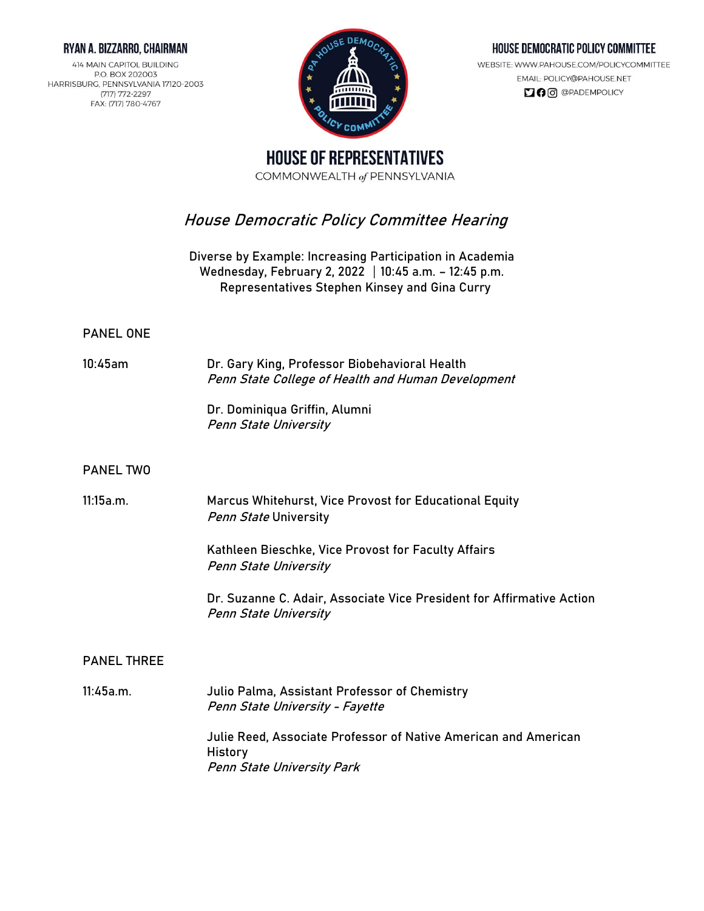**RYAN A. BIZZARRO, CHAIRMAN**

414 MAIN CAPITOL BUILDING
P.O. BOX 202003
HARRISBURG, PENNSYLVANIA 17120-2003
(717) 772-2297
FAX: (717) 780-4767

**HOUSE DEMOCRATIC POLICY COMMITTEE**

WEBSITE: WWW.PAHOUSE.COM/POLICYCOMMITTEE
EMAIL: POLICY@PAHOUSE.NET
@PADEMPOLICY

# HOUSE OF REPRESENTATIVES

COMMONWEALTH *of* PENNSYLVANIA

## *House Democratic Policy Committee Hearing*

Diverse by Example: Increasing Participation in Academia
Wednesday, February 2, 2022 | 10:45 a.m. – 12:45 p.m.
Representatives Stephen Kinsey and Gina Curry

### PANEL ONE

**10:45am**

Dr. Gary King, Professor Biobehavioral Health
*Penn State College of Health and Human Development*

Dr. Dominiqua Griffin, Alumni
*Penn State University*

### PANEL TWO

**11:15a.m.**

Marcus Whitehurst, Vice Provost for Educational Equity
*Penn State* University

Kathleen Bieschke, Vice Provost for Faculty Affairs
*Penn State University*

Dr. Suzanne C. Adair, Associate Vice President for Affirmative Action
*Penn State University*

### PANEL THREE

**11:45a.m.**

Julio Palma, Assistant Professor of Chemistry
*Penn State University - Fayette*

Julie Reed, Associate Professor of Native American and American History
*Penn State University Park*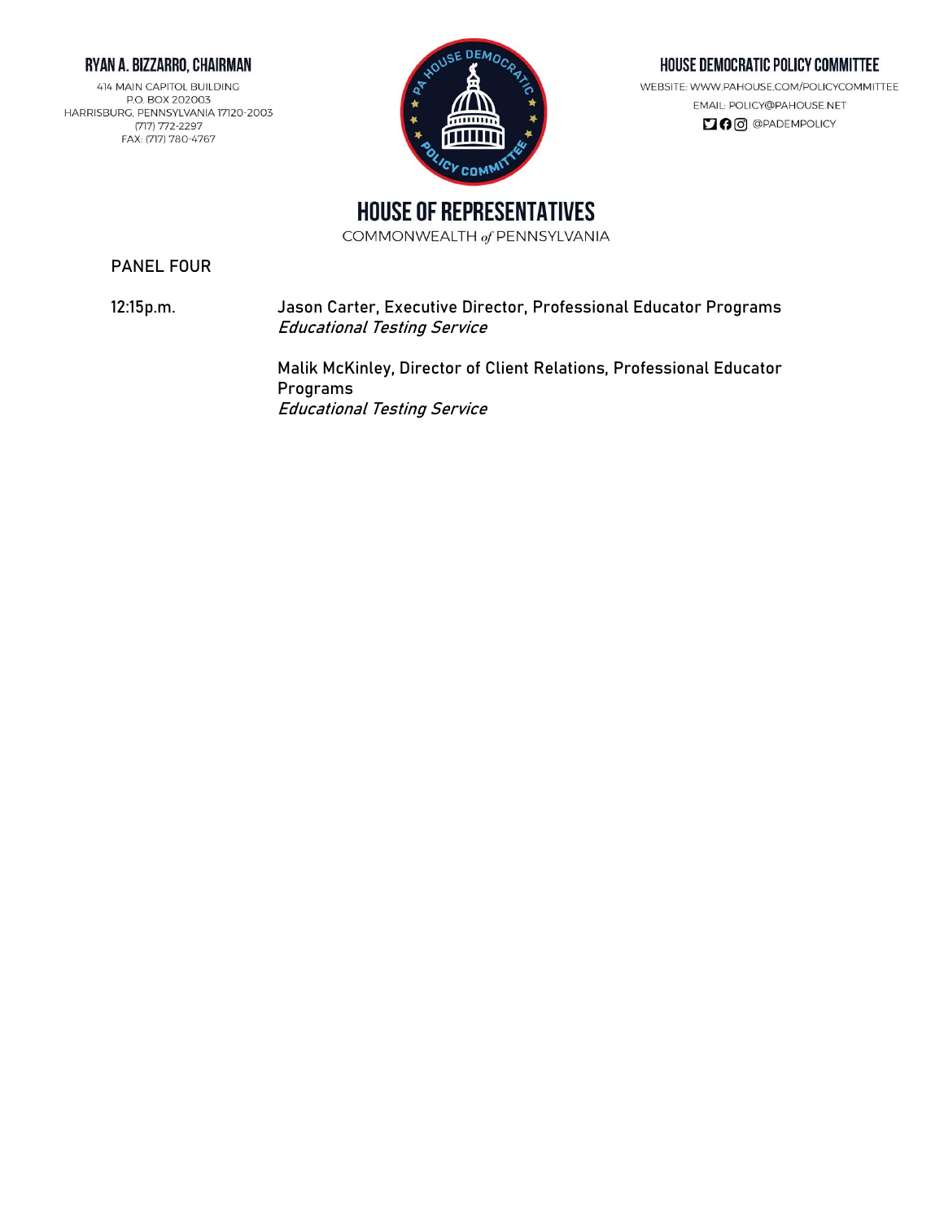**RYAN A. BIZZARRO, CHAIRMAN**

414 MAIN CAPITOL BUILDING
P.O. BOX 202003
HARRISBURG, PENNSYLVANIA 17120-2003
(717) 772-2297
FAX: (717) 780-4767

**HOUSE DEMOCRATIC POLICY COMMITTEE**

WEBSITE: WWW.PAHOUSE.COM/POLICYCOMMITTEE
EMAIL: POLICY@PAHOUSE.NET
@PADEMPOLICY

# HOUSE OF REPRESENTATIVES

COMMONWEALTH *of* PENNSYLVANIA

## PANEL FOUR

12:15p.m.

Jason Carter, Executive Director, Professional Educator Programs
*Educational Testing Service*

Malik McKinley, Director of Client Relations, Professional Educator Programs
*Educational Testing Service*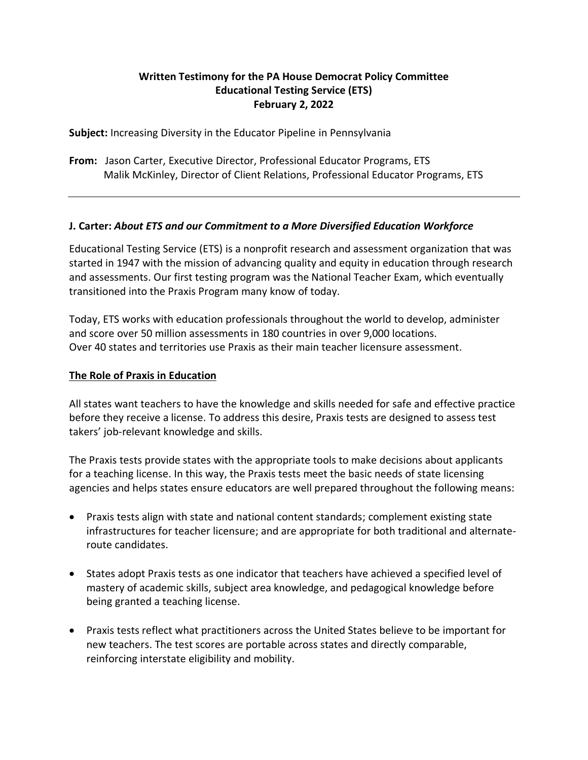**Written Testimony for the PA House Democrat Policy Committee**
**Educational Testing Service (ETS)**
**February 2, 2022**

**Subject:** Increasing Diversity in the Educator Pipeline in Pennsylvania

**From:** Jason Carter, Executive Director, Professional Educator Programs, ETS
Malik McKinley, Director of Client Relations, Professional Educator Programs, ETS

---

**J. Carter:** ***About ETS and our Commitment to a More Diversified Education Workforce***

Educational Testing Service (ETS) is a nonprofit research and assessment organization that was started in 1947 with the mission of advancing quality and equity in education through research and assessments. Our first testing program was the National Teacher Exam, which eventually transitioned into the Praxis Program many know of today.

Today, ETS works with education professionals throughout the world to develop, administer and score over 50 million assessments in 180 countries in over 9,000 locations.
Over 40 states and territories use Praxis as their main teacher licensure assessment.

**<u>The Role of Praxis in Education</u>**

All states want teachers to have the knowledge and skills needed for safe and effective practice before they receive a license. To address this desire, Praxis tests are designed to assess test takers' job-relevant knowledge and skills.

The Praxis tests provide states with the appropriate tools to make decisions about applicants for a teaching license. In this way, the Praxis tests meet the basic needs of state licensing agencies and helps states ensure educators are well prepared throughout the following means:

- Praxis tests align with state and national content standards; complement existing state infrastructures for teacher licensure; and are appropriate for both traditional and alternate-route candidates.
- States adopt Praxis tests as one indicator that teachers have achieved a specified level of mastery of academic skills, subject area knowledge, and pedagogical knowledge before being granted a teaching license.
- Praxis tests reflect what practitioners across the United States believe to be important for new teachers. The test scores are portable across states and directly comparable, reinforcing interstate eligibility and mobility.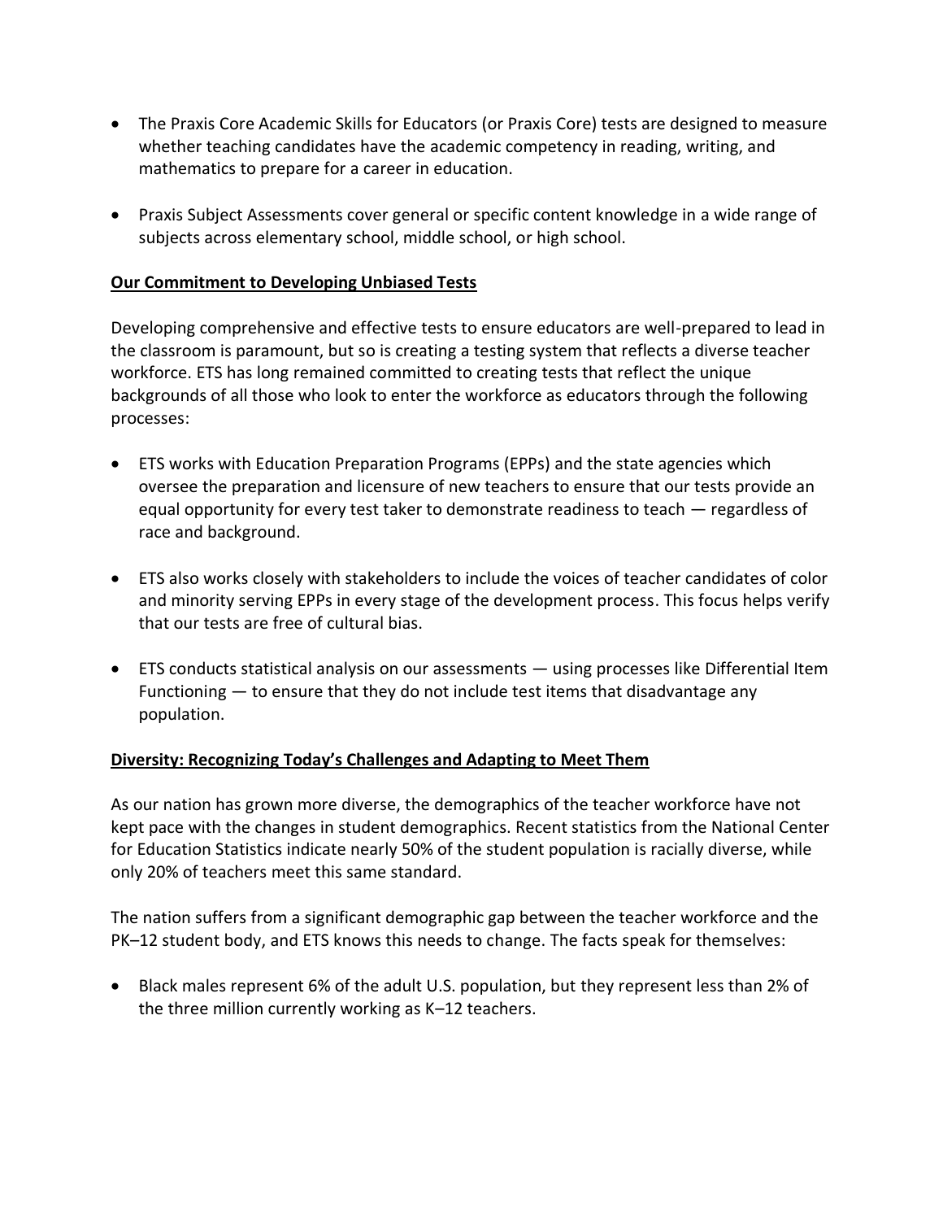- The Praxis Core Academic Skills for Educators (or Praxis Core) tests are designed to measure whether teaching candidates have the academic competency in reading, writing, and mathematics to prepare for a career in education.

- Praxis Subject Assessments cover general or specific content knowledge in a wide range of subjects across elementary school, middle school, or high school.

**Our Commitment to Developing Unbiased Tests**

Developing comprehensive and effective tests to ensure educators are well-prepared to lead in the classroom is paramount, but so is creating a testing system that reflects a diverse teacher workforce. ETS has long remained committed to creating tests that reflect the unique backgrounds of all those who look to enter the workforce as educators through the following processes:

- ETS works with Education Preparation Programs (EPPs) and the state agencies which oversee the preparation and licensure of new teachers to ensure that our tests provide an equal opportunity for every test taker to demonstrate readiness to teach — regardless of race and background.

- ETS also works closely with stakeholders to include the voices of teacher candidates of color and minority serving EPPs in every stage of the development process. This focus helps verify that our tests are free of cultural bias.

- ETS conducts statistical analysis on our assessments — using processes like Differential Item Functioning — to ensure that they do not include test items that disadvantage any population.

**Diversity: Recognizing Today's Challenges and Adapting to Meet Them**

As our nation has grown more diverse, the demographics of the teacher workforce have not kept pace with the changes in student demographics. Recent statistics from the National Center for Education Statistics indicate nearly 50% of the student population is racially diverse, while only 20% of teachers meet this same standard.

The nation suffers from a significant demographic gap between the teacher workforce and the PK–12 student body, and ETS knows this needs to change. The facts speak for themselves:

- Black males represent 6% of the adult U.S. population, but they represent less than 2% of the three million currently working as K–12 teachers.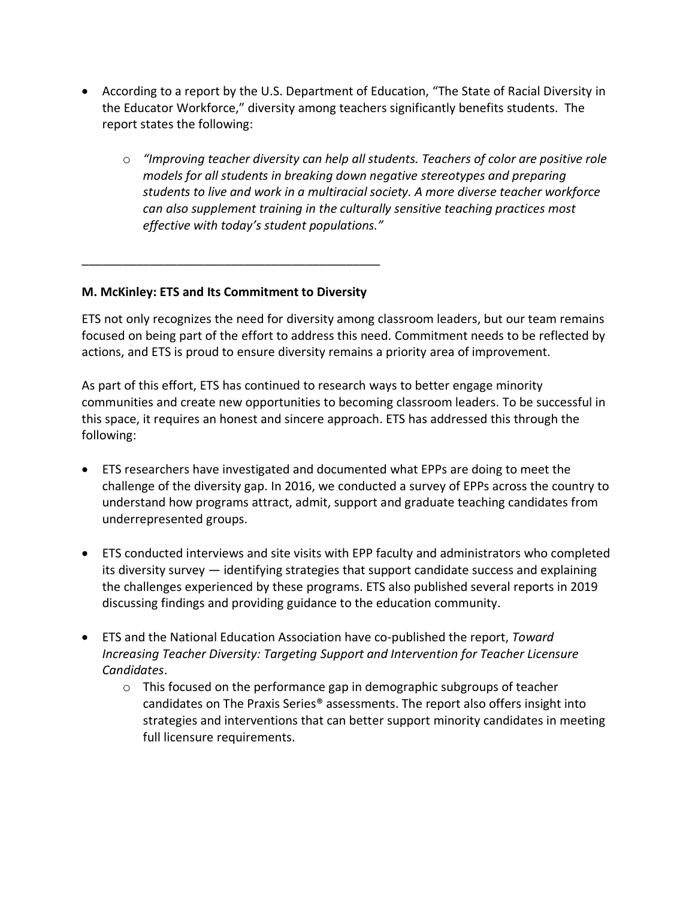- According to a report by the U.S. Department of Education, "The State of Racial Diversity in the Educator Workforce," diversity among teachers significantly benefits students. The report states the following:
  - *"Improving teacher diversity can help all students. Teachers of color are positive role models for all students in breaking down negative stereotypes and preparing students to live and work in a multiracial society. A more diverse teacher workforce can also supplement training in the culturally sensitive teaching practices most effective with today's student populations."*

---

**M. McKinley: ETS and Its Commitment to Diversity**

ETS not only recognizes the need for diversity among classroom leaders, but our team remains focused on being part of the effort to address this need. Commitment needs to be reflected by actions, and ETS is proud to ensure diversity remains a priority area of improvement.

As part of this effort, ETS has continued to research ways to better engage minority communities and create new opportunities to becoming classroom leaders. To be successful in this space, it requires an honest and sincere approach. ETS has addressed this through the following:

- ETS researchers have investigated and documented what EPPs are doing to meet the challenge of the diversity gap. In 2016, we conducted a survey of EPPs across the country to understand how programs attract, admit, support and graduate teaching candidates from underrepresented groups.

- ETS conducted interviews and site visits with EPP faculty and administrators who completed its diversity survey — identifying strategies that support candidate success and explaining the challenges experienced by these programs. ETS also published several reports in 2019 discussing findings and providing guidance to the education community.

- ETS and the National Education Association have co-published the report, *Toward Increasing Teacher Diversity: Targeting Support and Intervention for Teacher Licensure Candidates*.
  - This focused on the performance gap in demographic subgroups of teacher candidates on The Praxis Series® assessments. The report also offers insight into strategies and interventions that can better support minority candidates in meeting full licensure requirements.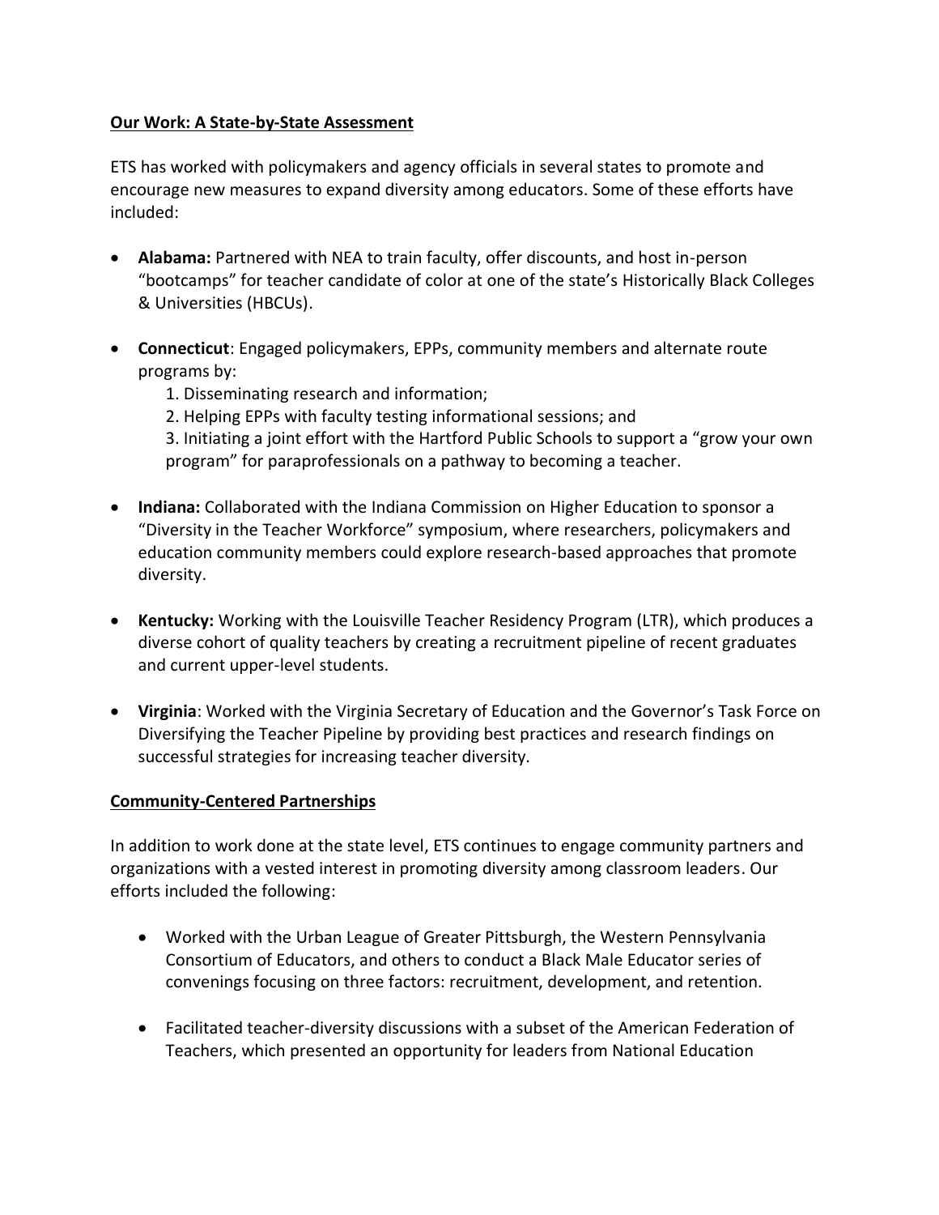**Our Work: A State-by-State Assessment**

ETS has worked with policymakers and agency officials in several states to promote and encourage new measures to expand diversity among educators. Some of these efforts have included:

- **Alabama:** Partnered with NEA to train faculty, offer discounts, and host in-person "bootcamps" for teacher candidate of color at one of the state's Historically Black Colleges & Universities (HBCUs).

- **Connecticut**: Engaged policymakers, EPPs, community members and alternate route programs by:
  1. Disseminating research and information;
  2. Helping EPPs with faculty testing informational sessions; and
  3. Initiating a joint effort with the Hartford Public Schools to support a "grow your own program" for paraprofessionals on a pathway to becoming a teacher.

- **Indiana:** Collaborated with the Indiana Commission on Higher Education to sponsor a "Diversity in the Teacher Workforce" symposium, where researchers, policymakers and education community members could explore research-based approaches that promote diversity.

- **Kentucky:** Working with the Louisville Teacher Residency Program (LTR), which produces a diverse cohort of quality teachers by creating a recruitment pipeline of recent graduates and current upper-level students.

- **Virginia**: Worked with the Virginia Secretary of Education and the Governor's Task Force on Diversifying the Teacher Pipeline by providing best practices and research findings on successful strategies for increasing teacher diversity.

**Community-Centered Partnerships**

In addition to work done at the state level, ETS continues to engage community partners and organizations with a vested interest in promoting diversity among classroom leaders. Our efforts included the following:

- Worked with the Urban League of Greater Pittsburgh, the Western Pennsylvania Consortium of Educators, and others to conduct a Black Male Educator series of convenings focusing on three factors: recruitment, development, and retention.

- Facilitated teacher-diversity discussions with a subset of the American Federation of Teachers, which presented an opportunity for leaders from National Education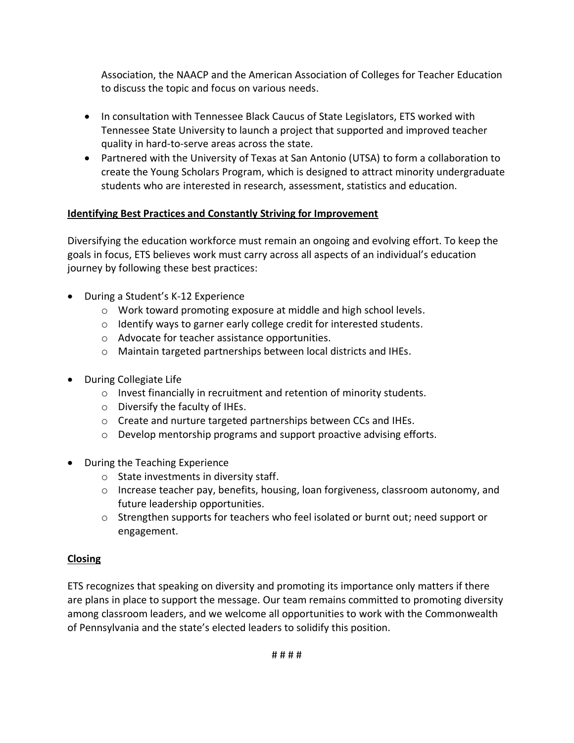Association, the NAACP and the American Association of Colleges for Teacher Education to discuss the topic and focus on various needs.

- In consultation with Tennessee Black Caucus of State Legislators, ETS worked with Tennessee State University to launch a project that supported and improved teacher quality in hard-to-serve areas across the state.
- Partnered with the University of Texas at San Antonio (UTSA) to form a collaboration to create the Young Scholars Program, which is designed to attract minority undergraduate students who are interested in research, assessment, statistics and education.

**Identifying Best Practices and Constantly Striving for Improvement**

Diversifying the education workforce must remain an ongoing and evolving effort. To keep the goals in focus, ETS believes work must carry across all aspects of an individual's education journey by following these best practices:

- During a Student's K-12 Experience
  - Work toward promoting exposure at middle and high school levels.
  - Identify ways to garner early college credit for interested students.
  - Advocate for teacher assistance opportunities.
  - Maintain targeted partnerships between local districts and IHEs.
- During Collegiate Life
  - Invest financially in recruitment and retention of minority students.
  - Diversify the faculty of IHEs.
  - Create and nurture targeted partnerships between CCs and IHEs.
  - Develop mentorship programs and support proactive advising efforts.
- During the Teaching Experience
  - State investments in diversity staff.
  - Increase teacher pay, benefits, housing, loan forgiveness, classroom autonomy, and future leadership opportunities.
  - Strengthen supports for teachers who feel isolated or burnt out; need support or engagement.

**Closing**

ETS recognizes that speaking on diversity and promoting its importance only matters if there are plans in place to support the message. Our team remains committed to promoting diversity among classroom leaders, and we welcome all opportunities to work with the Commonwealth of Pennsylvania and the state's elected leaders to solidify this position.

# # # #